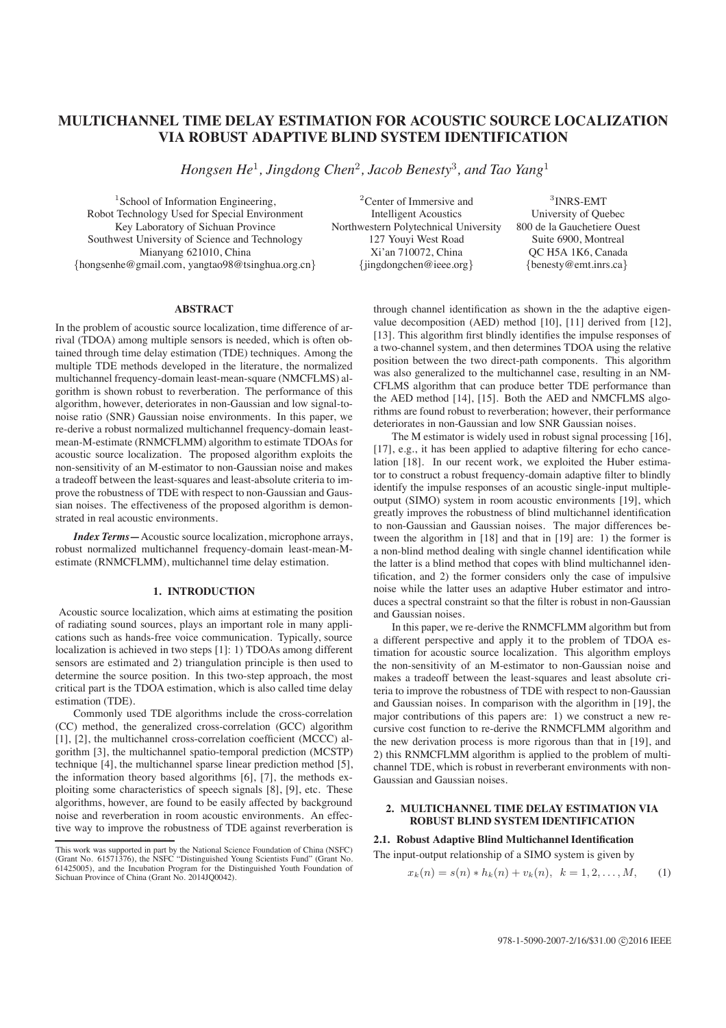# MULTICHANNEL TIME DELAY ESTIMATION FOR ACOUSTIC SOURCE LOCALIZATION VIA ROBUST ADAPTIVE BLIND SYSTEM IDENTIFICATION

*Hongsen He*[1], *Jingdong Chen*[2], *Jacob Benesty*[3], *and Tao Yang*[1]

[1]School of Information Engineering,
Robot Technology Used for Special Environment
Key Laboratory of Sichuan Province
Southwest University of Science and Technology
Mianyang 621010, China
{hongsenhe@gmail.com, yangtao98@tsinghua.org.cn}

[2]Center of Immersive and
Intelligent Acoustics
Northwestern Polytechnical University
127 Youyi West Road
Xi'an 710072, China
{jingdongchen@ieee.org}

[3]INRS-EMT
University of Quebec
800 de la Gauchetiere Ouest
Suite 6900, Montreal
QC H5A 1K6, Canada
{benesty@emt.inrs.ca}

## ABSTRACT

In the problem of acoustic source localization, time difference of arrival (TDOA) among multiple sensors is needed, which is often obtained through time delay estimation (TDE) techniques. Among the multiple TDE methods developed in the literature, the normalized multichannel frequency-domain least-mean-square (NMCFLMS) algorithm is shown robust to reverberation. The performance of this algorithm, however, deteriorates in non-Gaussian and low signal-to-noise ratio (SNR) Gaussian noise environments. In this paper, we re-derive a robust normalized multichannel frequency-domain least-mean-M-estimate (RNMCFLMM) algorithm to estimate TDOAs for acoustic source localization. The proposed algorithm exploits the non-sensitivity of an M-estimator to non-Gaussian noise and makes a tradeoff between the least-squares and least-absolute criteria to improve the robustness of TDE with respect to non-Gaussian and Gaussian noises. The effectiveness of the proposed algorithm is demonstrated in real acoustic environments.

***Index Terms—*** Acoustic source localization, microphone arrays, robust normalized multichannel frequency-domain least-mean-M-estimate (RNMCFLMM), multichannel time delay estimation.

## 1. INTRODUCTION

Acoustic source localization, which aims at estimating the position of radiating sound sources, plays an important role in many applications such as hands-free voice communication. Typically, source localization is achieved in two steps [1]: 1) TDOAs among different sensors are estimated and 2) triangulation principle is then used to determine the source position. In this two-step approach, the most critical part is the TDOA estimation, which is also called time delay estimation (TDE).

Commonly used TDE algorithms include the cross-correlation (CC) method, the generalized cross-correlation (GCC) algorithm [1], [2], the multichannel cross-correlation coefficient (MCCC) algorithm [3], the multichannel spatio-temporal prediction (MCSTP) technique [4], the multichannel sparse linear prediction method [5], the information theory based algorithms [6], [7], the methods exploiting some characteristics of speech signals [8], [9], etc. These algorithms, however, are found to be easily affected by background noise and reverberation in room acoustic environments. An effective way to improve the robustness of TDE against reverberation is through channel identification as shown in the the adaptive eigenvalue decomposition (AED) method [10], [11] derived from [12], [13]. This algorithm first blindly identifies the impulse responses of a two-channel system, and then determines TDOA using the relative position between the two direct-path components. This algorithm was also generalized to the multichannel case, resulting in an NMCFLMS algorithm that can produce better TDE performance than the AED method [14], [15]. Both the AED and NMCFLMS algorithms are found robust to reverberation; however, their performance deteriorates in non-Gaussian and low SNR Gaussian noises.

The M estimator is widely used in robust signal processing [16], [17], e.g., it has been applied to adaptive filtering for echo cancelation [18]. In our recent work, we exploited the Huber estimator to construct a robust frequency-domain adaptive filter to blindly identify the impulse responses of an acoustic single-input multiple-output (SIMO) system in room acoustic environments [19], which greatly improves the robustness of blind multichannel identification to non-Gaussian and Gaussian noises. The major differences between the algorithm in [18] and that in [19] are: 1) the former is a non-blind method dealing with single channel identification while the latter is a blind method that copes with blind multichannel identification, and 2) the former considers only the case of impulsive noise while the latter uses an adaptive Huber estimator and introduces a spectral constraint so that the filter is robust in non-Gaussian and Gaussian noises.

In this paper, we re-derive the RNMCFLMM algorithm but from a different perspective and apply it to the problem of TDOA estimation for acoustic source localization. This algorithm employs the non-sensitivity of an M-estimator to non-Gaussian noise and makes a tradeoff between the least-squares and least absolute criteria to improve the robustness of TDE with respect to non-Gaussian and Gaussian noises. In comparison with the algorithm in [19], the major contributions of this papers are: 1) we construct a new recursive cost function to re-derive the RNMCFLMM algorithm and the new derivation process is more rigorous than that in [19], and 2) this RNMCFLMM algorithm is applied to the problem of multichannel TDE, which is robust in reverberant environments with non-Gaussian and Gaussian noises.

## 2. MULTICHANNEL TIME DELAY ESTIMATION VIA ROBUST BLIND SYSTEM IDENTIFICATION

### 2.1. Robust Adaptive Blind Multichannel Identification

The input-output relationship of a SIMO system is given by

$$x_k(n) = s(n) * h_k(n) + v_k(n), \quad k = 1, 2, \ldots, M, \tag{1}$$

This work was supported in part by the National Science Foundation of China (NSFC) (Grant No. 61571376), the NSFC "Distinguished Young Scientists Fund" (Grant No. 61425005), and the Incubation Program for the Distinguished Youth Foundation of Sichuan Province of China (Grant No. 2014JQ0042).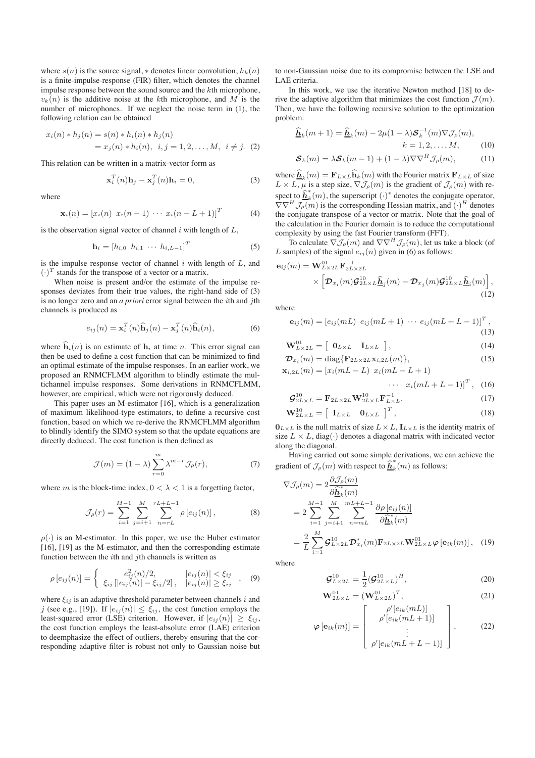where $s(n)$ is the source signal, $*$ denotes linear convolution, $h_k(n)$ is a finite-impulse-response (FIR) filter, which denotes the channel impulse response between the sound source and the $k$th microphone, $v_k(n)$ is the additive noise at the $k$th microphone, and $M$ is the number of microphones. If we neglect the noise term in (1), the following relation can be obtained

$$
\begin{aligned}
x_i(n) * h_j(n) &= s(n) * h_i(n) * h_j(n) \\
&= x_j(n) * h_i(n), \;\; i, j = 1, 2, \ldots, M, \;\; i \neq j. \quad (2)
\end{aligned}
$$

This relation can be written in a matrix-vector form as

$$
\mathbf{x}_i^T(n)\mathbf{h}_j - \mathbf{x}_j^T(n)\mathbf{h}_i = 0, \tag{3}
$$

where

$$
\mathbf{x}_i(n) = [x_i(n) \;\; x_i(n-1) \;\; \cdots \;\; x_i(n-L+1)]^T \tag{4}
$$

is the observation signal vector of channel $i$ with length of $L$,

$$
\mathbf{h}_i = [h_{i,0} \;\; h_{i,1} \;\; \cdots \;\; h_{i,L-1}]^T \tag{5}
$$

is the impulse response vector of channel $i$ with length of $L$, and $(\cdot)^T$ stands for the transpose of a vector or a matrix.

When noise is present and/or the estimate of the impulse responses deviates from their true values, the right-hand side of (3) is no longer zero and an *a priori* error signal between the $i$th and $j$th channels is produced as

$$
e_{ij}(n) = \mathbf{x}_i^T(n)\widehat{\mathbf{h}}_j(n) - \mathbf{x}_j^T(n)\widehat{\mathbf{h}}_i(n), \tag{6}
$$

where $\widehat{\mathbf{h}}_i(n)$ is an estimate of $\mathbf{h}_i$ at time $n$. This error signal can then be used to define a cost function that can be minimized to find an optimal estimate of the impulse responses. In an earlier work, we proposed an RNMCFLMM algorithm to blindly estimate the multichannel impulse responses. Some derivations in RNMCFLMM, however, are empirical, which were not rigorously deduced.

This paper uses an M-estimator [16], which is a generalization of maximum likelihood-type estimators, to define a recursive cost function, based on which we re-derive the RNMCFLMM algorithm to blindly identify the SIMO system so that the update equations are directly deduced. The cost function is then defined as

$$
\mathcal{J}(m) = (1-\lambda)\sum_{r=0}^{m} \lambda^{m-r}\mathcal{J}_\rho(r), \tag{7}
$$

where $m$ is the block-time index, $0 < \lambda < 1$ is a forgetting factor,

$$
\mathcal{J}_\rho(r) = \sum_{i=1}^{M-1}\sum_{j=i+1}^{M}\sum_{n=rL}^{rL+L-1} \rho\left[e_{ij}(n)\right], \tag{8}
$$

$\rho(\cdot)$ is an M-estimator. In this paper, we use the Huber estimator [16], [19] as the M-estimator, and then the corresponding estimate function between the $i$th and $j$th channels is written as

$$
\rho\left[e_{ij}(n)\right] = \begin{cases} e_{ij}^2(n)/2, & |e_{ij}(n)| < \xi_{ij} \\ \xi_{ij}\left[|e_{ij}(n)| - \xi_{ij}/2\right], & |e_{ij}(n)| \geq \xi_{ij} \end{cases}, \tag{9}
$$

where $\xi_{ij}$ is an adaptive threshold parameter between channels $i$ and $j$ (see e.g., [19]). If $|e_{ij}(n)| \leq \xi_{ij}$, the cost function employs the least-squared error (LSE) criterion. However, if $|e_{ij}(n)| \geq \xi_{ij}$, the cost function employs the least-absolute error (LAE) criterion to deemphasize the effect of outliers, thereby ensuring that the corresponding adaptive filter is robust not only to Gaussian noise but to non-Gaussian noise due to its compromise between the LSE and LAE criteria.

In this work, we use the iterative Newton method [18] to derive the adaptive algorithm that minimizes the cost function $\mathcal{J}(m)$. Then, we have the following recursive solution to the optimization problem:

$$
\begin{aligned}
\widehat{\underline{\boldsymbol{h}}}_k(m+1) = \widehat{\underline{\boldsymbol{h}}}_k(m) - 2\mu(1-\lambda)\boldsymbol{\mathcal{S}}_k^{-1}(m)\nabla\mathcal{J}_\rho(m), \\
k = 1, 2, \ldots, M, \qquad (10)
\end{aligned}
$$

$$
\boldsymbol{\mathcal{S}}_k(m) = \lambda\boldsymbol{\mathcal{S}}_k(m-1) + (1-\lambda)\nabla\nabla^H\mathcal{J}_\rho(m), \tag{11}
$$

where $\widehat{\underline{\boldsymbol{h}}}_k(m) = \mathbf{F}_{L\times L}\widehat{\mathbf{h}}_k(m)$ with the Fourier matrix $\mathbf{F}_{L\times L}$ of size $L\times L$, $\mu$ is a step size, $\nabla\mathcal{J}_\rho(m)$ is the gradient of $\mathcal{J}_\rho(m)$ with respect to $\widehat{\underline{\boldsymbol{h}}}_k^*(m)$, the superscript $(\cdot)^*$ denotes the conjugate operator, $\nabla\nabla^H\mathcal{J}_\rho(m)$ is the corresponding Hessian matrix, and $(\cdot)^H$ denotes the conjugate transpose of a vector or matrix. Note that the goal of the calculation in the Fourier domain is to reduce the computational complexity by using the fast Fourier transform (FFT).

To calculate $\nabla\mathcal{J}_\rho(m)$ and $\nabla\nabla^H\mathcal{J}_\rho(m)$, let us take a block (of $L$ samples) of the signal $e_{ij}(n)$ given in (6) as follows:

$$
\begin{aligned}
\mathbf{e}_{ij}(m) = \mathbf{W}_{L\times 2L}^{01}\mathbf{F}_{2L\times 2L}^{-1} \\
\times\left[\boldsymbol{\mathcal{D}}_{x_i}(m)\boldsymbol{\mathcal{G}}_{2L\times L}^{10}\widehat{\underline{\boldsymbol{h}}}_j(m) - \boldsymbol{\mathcal{D}}_{x_j}(m)\boldsymbol{\mathcal{G}}_{2L\times L}^{10}\widehat{\underline{\boldsymbol{h}}}_i(m)\right],
\end{aligned} \tag{12}
$$

where

$$
\mathbf{e}_{ij}(m) = [e_{ij}(mL) \;\; e_{ij}(mL+1) \;\; \cdots \;\; e_{ij}(mL+L-1)]^T, \tag{13}
$$

$$
\mathbf{W}_{L\times 2L}^{01} = \left[\begin{array}{cc} \mathbf{0}_{L\times L} & \mathbf{I}_{L\times L} \end{array}\right], \tag{14}
$$

$$
\boldsymbol{\mathcal{D}}_{x_i}(m) = \mathrm{diag}\{\mathbf{F}_{2L\times 2L}\mathbf{x}_{i,2L}(m)\}, \tag{15}
$$

$$
\begin{aligned}
\mathbf{x}_{i,2L}(m) = [x_i(mL-L) \;\; x_i(mL-L+1) \\
\cdots \;\; x_i(mL+L-1)]^T, \quad (16)
\end{aligned}
$$

$$
\boldsymbol{\mathcal{G}}_{2L\times L}^{10} = \mathbf{F}_{2L\times 2L}\mathbf{W}_{2L\times L}^{10}\mathbf{F}_{L\times L}^{-1}, \tag{17}
$$

$$
\mathbf{W}_{2L\times L}^{10} = \left[\begin{array}{cc} \mathbf{I}_{L\times L} & \mathbf{0}_{L\times L} \end{array}\right]^T, \tag{18}
$$

$\mathbf{0}_{L\times L}$ is the null matrix of size $L\times L$, $\mathbf{I}_{L\times L}$ is the identity matrix of size $L\times L$, $\mathrm{diag}(\cdot)$ denotes a diagonal matrix with indicated vector along the diagonal.

Having carried out some simple derivations, we can achieve the gradient of $\mathcal{J}_\rho(m)$ with respect to $\widehat{\underline{\boldsymbol{h}}}_k^*(m)$ as follows:

$$
\begin{aligned}
\nabla\mathcal{J}_\rho(m) &= 2\frac{\partial\mathcal{J}_\rho(m)}{\partial\widehat{\underline{\boldsymbol{h}}}_k^*(m)} \\
&= 2\sum_{i=1}^{M-1}\sum_{j=i+1}^{M}\sum_{n=mL}^{mL+L-1}\frac{\partial\rho\left[e_{ij}(n)\right]}{\partial\widehat{\underline{\boldsymbol{h}}}_k^*(m)} \\
&= \frac{2}{L}\sum_{i=1}^{M}\boldsymbol{\mathcal{G}}_{L\times 2L}^{10}\boldsymbol{\mathcal{D}}_{x_i}^*(m)\mathbf{F}_{2L\times 2L}\mathbf{W}_{2L\times L}^{01}\boldsymbol{\varphi}\left[\mathbf{e}_{ik}(m)\right], \quad (19)
\end{aligned}
$$

where

$$
\boldsymbol{\mathcal{G}}_{L\times 2L}^{10} = \frac{1}{2}(\boldsymbol{\mathcal{G}}_{2L\times L}^{10})^H, \tag{20}
$$

$$
\mathbf{W}_{2L\times L}^{01} = (\mathbf{W}_{L\times 2L}^{01})^T, \tag{21}
$$

$$
\boldsymbol{\varphi}\left[\mathbf{e}_{ik}(m)\right] = \left[\begin{array}{c} \rho'[e_{ik}(mL)] \\ \rho'[e_{ik}(mL+1)] \\ \vdots \\ \rho'[e_{ik}(mL+L-1)] \end{array}\right], \tag{22}
$$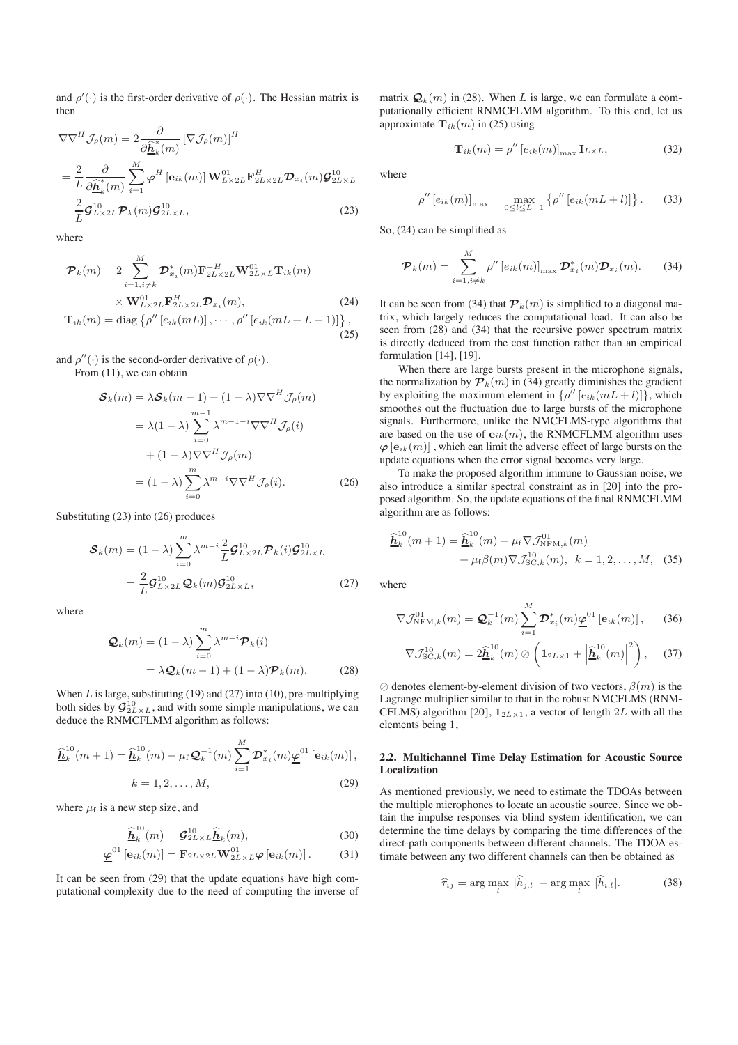and $\rho'(\cdot)$ is the first-order derivative of $\rho(\cdot)$. The Hessian matrix is then

$$
\begin{aligned}
\nabla\nabla^H \mathcal{J}_\rho(m) &= 2\frac{\partial}{\partial \widehat{\underline{\boldsymbol{h}}}_k^*(m)} \left[\nabla \mathcal{J}_\rho(m)\right]^H \\
&= \frac{2}{L}\frac{\partial}{\partial \widehat{\underline{\boldsymbol{h}}}_k^*(m)} \sum_{i=1}^{M} \boldsymbol{\varphi}^H \left[\mathbf{e}_{ik}(m)\right] \mathbf{W}^{01}_{L\times 2L} \mathbf{F}^H_{2L\times 2L} \boldsymbol{\mathcal{D}}_{x_i}(m) \boldsymbol{\mathcal{G}}^{10}_{2L\times L} \\
&= \frac{2}{L} \boldsymbol{\mathcal{G}}^{10}_{L\times 2L} \boldsymbol{\mathcal{P}}_k(m) \boldsymbol{\mathcal{G}}^{10}_{2L\times L}, \qquad (23)
\end{aligned}
$$

where

$$
\begin{aligned}
\boldsymbol{\mathcal{P}}_k(m) = 2 &\sum_{i=1, i\neq k}^{M} \boldsymbol{\mathcal{D}}^*_{x_i}(m) \mathbf{F}^{-H}_{2L\times 2L} \mathbf{W}^{01}_{2L\times L} \mathbf{T}_{ik}(m) \\
&\times \mathbf{W}^{01}_{L\times 2L} \mathbf{F}^H_{2L\times 2L} \boldsymbol{\mathcal{D}}_{x_i}(m), \qquad (24)
\end{aligned}
$$

$$
\mathbf{T}_{ik}(m) = \mathrm{diag}\left\{\rho''\left[e_{ik}(mL)\right], \cdots, \rho''\left[e_{ik}(mL+L-1)\right]\right\}, \qquad (25)
$$

and $\rho''(\cdot)$ is the second-order derivative of $\rho(\cdot)$.

From (11), we can obtain

$$
\begin{aligned}
\boldsymbol{\mathcal{S}}_k(m) &= \lambda \boldsymbol{\mathcal{S}}_k(m-1) + (1-\lambda)\nabla\nabla^H \mathcal{J}_\rho(m) \\
&= \lambda(1-\lambda)\sum_{i=0}^{m-1} \lambda^{m-1-i} \nabla\nabla^H \mathcal{J}_\rho(i) \\
&\quad + (1-\lambda)\nabla\nabla^H \mathcal{J}_\rho(m) \\
&= (1-\lambda)\sum_{i=0}^{m} \lambda^{m-i} \nabla\nabla^H \mathcal{J}_\rho(i). \qquad (26)
\end{aligned}
$$

Substituting (23) into (26) produces

$$
\begin{aligned}
\boldsymbol{\mathcal{S}}_k(m) &= (1-\lambda)\sum_{i=0}^{m} \lambda^{m-i} \frac{2}{L} \boldsymbol{\mathcal{G}}^{10}_{L\times 2L} \boldsymbol{\mathcal{P}}_k(i) \boldsymbol{\mathcal{G}}^{10}_{2L\times L} \\
&= \frac{2}{L} \boldsymbol{\mathcal{G}}^{10}_{L\times 2L} \boldsymbol{\mathcal{Q}}_k(m) \boldsymbol{\mathcal{G}}^{10}_{2L\times L}, \qquad (27)
\end{aligned}
$$

where

$$
\begin{aligned}
\boldsymbol{\mathcal{Q}}_k(m) &= (1-\lambda)\sum_{i=0}^{m} \lambda^{m-i} \boldsymbol{\mathcal{P}}_k(i) \\
&= \lambda \boldsymbol{\mathcal{Q}}_k(m-1) + (1-\lambda)\boldsymbol{\mathcal{P}}_k(m). \qquad (28)
\end{aligned}
$$

When $L$ is large, substituting (19) and (27) into (10), pre-multiplying both sides by $\boldsymbol{\mathcal{G}}^{10}_{2L\times L}$, and with some simple manipulations, we can deduce the RNMCFLMM algorithm as follows:

$$
\begin{aligned}
\widehat{\underline{\boldsymbol{h}}}^{10}_k(m+1) &= \widehat{\underline{\boldsymbol{h}}}^{10}_k(m) - \mu_{\mathrm{f}} \boldsymbol{\mathcal{Q}}_k^{-1}(m) \sum_{i=1}^{M} \boldsymbol{\mathcal{D}}^*_{x_i}(m) \underline{\boldsymbol{\varphi}}^{01}\left[\mathbf{e}_{ik}(m)\right], \\
k &= 1, 2, \ldots, M, \qquad (29)
\end{aligned}
$$

where $\mu_{\mathrm{f}}$ is a new step size, and

$$
\widehat{\underline{\boldsymbol{h}}}^{10}_k(m) = \boldsymbol{\mathcal{G}}^{10}_{2L\times L} \widehat{\boldsymbol{h}}_k(m), \qquad (30)
$$

$$
\underline{\boldsymbol{\varphi}}^{01}\left[\mathbf{e}_{ik}(m)\right] = \mathbf{F}_{2L\times 2L} \mathbf{W}^{01}_{2L\times L} \boldsymbol{\varphi}\left[\mathbf{e}_{ik}(m)\right]. \qquad (31)
$$

It can be seen from (29) that the update equations have high computational complexity due to the need of computing the inverse of matrix $\boldsymbol{\mathcal{Q}}_k(m)$ in (28). When $L$ is large, we can formulate a computationally efficient RNMCFLMM algorithm. To this end, let us approximate $\mathbf{T}_{ik}(m)$ in (25) using

$$
\mathbf{T}_{ik}(m) = \rho''\left[e_{ik}(m)\right]_{\max} \mathbf{I}_{L\times L}, \qquad (32)
$$

where

$$
\rho''\left[e_{ik}(m)\right]_{\max} = \max_{0\leq l\leq L-1} \left\{\rho''\left[e_{ik}(mL+l)\right]\right\}. \qquad (33)
$$

So, (24) can be simplified as

$$
\boldsymbol{\mathcal{P}}_k(m) = \sum_{i=1, i\neq k}^{M} \rho''\left[e_{ik}(m)\right]_{\max} \boldsymbol{\mathcal{D}}^*_{x_i}(m) \boldsymbol{\mathcal{D}}_{x_i}(m). \qquad (34)
$$

It can be seen from (34) that $\boldsymbol{\mathcal{P}}_k(m)$ is simplified to a diagonal matrix, which largely reduces the computational load. It can also be seen from (28) and (34) that the recursive power spectrum matrix is directly deduced from the cost function rather than an empirical formulation [14], [19].

When there are large bursts present in the microphone signals, the normalization by $\boldsymbol{\mathcal{P}}_k(m)$ in (34) greatly diminishes the gradient by exploiting the maximum element in $\{\rho''\left[e_{ik}(mL+l)\right]\}$, which smoothes out the fluctuation due to large bursts of the microphone signals. Furthermore, unlike the NMCFLMS-type algorithms that are based on the use of $\mathbf{e}_{ik}(m)$, the RNMCFLMM algorithm uses $\boldsymbol{\varphi}\left[\mathbf{e}_{ik}(m)\right]$ , which can limit the adverse effect of large bursts on the update equations when the error signal becomes very large.

To make the proposed algorithm immune to Gaussian noise, we also introduce a similar spectral constraint as in [20] into the proposed algorithm. So, the update equations of the final RNMCFLMM algorithm are as follows:

$$
\begin{aligned}
\widehat{\underline{\boldsymbol{h}}}^{10}_k(m+1) &= \widehat{\underline{\boldsymbol{h}}}^{10}_k(m) - \mu_{\mathrm{f}} \nabla \mathcal{J}^{01}_{\mathrm{NFM},k}(m) \\
&\quad + \mu_{\mathrm{f}} \beta(m) \nabla \mathcal{J}^{10}_{\mathrm{SC},k}(m), \;\; k = 1, 2, \ldots, M, \qquad (35)
\end{aligned}
$$

where

$$
\nabla \mathcal{J}^{01}_{\mathrm{NFM},k}(m) = \boldsymbol{\mathcal{Q}}_k^{-1}(m) \sum_{i=1}^{M} \boldsymbol{\mathcal{D}}^*_{x_i}(m) \underline{\boldsymbol{\varphi}}^{01}\left[\mathbf{e}_{ik}(m)\right], \qquad (36)
$$

$$
\nabla \mathcal{J}^{10}_{\mathrm{SC},k}(m) = 2\widehat{\underline{\boldsymbol{h}}}^{10}_k(m) \oslash \left(\mathbf{1}_{2L\times 1} + \left|\widehat{\underline{\boldsymbol{h}}}^{10}_k(m)\right|^2\right), \qquad (37)
$$

$\oslash$ denotes element-by-element division of two vectors, $\beta(m)$ is the Lagrange multiplier similar to that in the robust NMCFLMS (RNMCFLMS) algorithm [20], $\mathbf{1}_{2L\times 1}$, a vector of length $2L$ with all the elements being 1,

### 2.2. Multichannel Time Delay Estimation for Acoustic Source Localization

As mentioned previously, we need to estimate the TDOAs between the multiple microphones to locate an acoustic source. Since we obtain the impulse responses via blind system identification, we can determine the time delays by comparing the time differences of the direct-path components between different channels. The TDOA estimate between any two different channels can then be obtained as

$$
\widehat{\tau}_{ij} = \arg\max_{l} \; |\widehat{h}_{j,l}| - \arg\max_{l} \; |\widehat{h}_{i,l}|. \qquad (38)
$$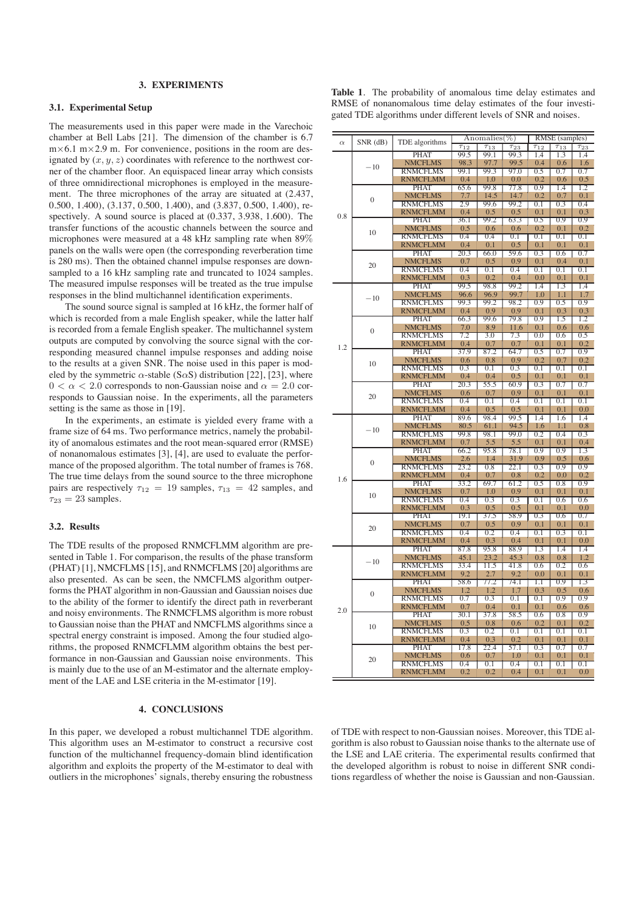## 3. EXPERIMENTS

### 3.1. Experimental Setup

The measurements used in this paper were made in the Varechoic chamber at Bell Labs [21]. The dimension of the chamber is 6.7 m×6.1 m×2.9 m. For convenience, positions in the room are designated by $(x, y, z)$ coordinates with reference to the northwest corner of the chamber floor. An equispaced linear array which consists of three omnidirectional microphones is employed in the measurement. The three microphones of the array are situated at (2.437, 0.500, 1.400), (3.137, 0.500, 1.400), and (3.837, 0.500, 1.400), respectively. A sound source is placed at (0.337, 3.938, 1.600). The transfer functions of the acoustic channels between the source and microphones were measured at a 48 kHz sampling rate when 89% panels on the walls were open (the corresponding reverberation time is 280 ms). Then the obtained channel impulse responses are downsampled to a 16 kHz sampling rate and truncated to 1024 samples. The measured impulse responses will be treated as the true impulse responses in the blind multichannel identification experiments.

The sound source signal is sampled at 16 kHz, the former half of which is recorded from a male English speaker, while the latter half is recorded from a female English speaker. The multichannel system outputs are computed by convolving the source signal with the corresponding measured channel impulse responses and adding noise to the results at a given SNR. The noise used in this paper is modeled by the symmetric $\alpha$-stable (S$\alpha$S) distribution [22], [23], where $0 < \alpha < 2.0$ corresponds to non-Gaussian noise and $\alpha = 2.0$ corresponds to Gaussian noise. In the experiments, all the parameters setting is the same as those in [19].

In the experiments, an estimate is yielded every frame with a frame size of 64 ms. Two performance metrics, namely the probability of anomalous estimates and the root mean-squared error (RMSE) of nonanomalous estimates [3], [4], are used to evaluate the performance of the proposed algorithm. The total number of frames is 768. The true time delays from the sound source to the three microphone pairs are respectively $\tau_{12} = 19$ samples, $\tau_{13} = 42$ samples, and $\tau_{23} = 23$ samples.

### 3.2. Results

The TDE results of the proposed RNMCFLMM algorithm are presented in Table 1. For comparison, the results of the phase transform (PHAT) [1], NMCFLMS [15], and RNMCFLMS [20] algorithms are also presented. As can be seen, the NMCFLMS algorithm outperforms the PHAT algorithm in non-Gaussian and Gaussian noises due to the ability of the former to identify the direct path in reverberant and noisy environments. The RNMCFLMS algorithm is more robust to Gaussian noise than the PHAT and NMCFLMS algorithms since a spectral energy constraint is imposed. Among the four studied algorithms, the proposed RNMCFLMM algorithm obtains the best performance in non-Gaussian and Gaussian noise environments. This is mainly due to the use of an M-estimator and the alternate employment of the LAE and LSE criteria in the M-estimator [19].

**Table 1**. The probability of anomalous time delay estimates and RMSE of nonanomalous time delay estimates of the four investigated TDE algorithms under different levels of SNR and noises.

| $\alpha$ | SNR (dB) | TDE algorithms | Anomalies(%) | | | RMSE (samples) | | |
|---|---|---|---|---|---|---|---|---|
| | | | $\tau_{12}$ | $\tau_{13}$ | $\tau_{23}$ | $\tau_{12}$ | $\tau_{13}$ | $\tau_{23}$ |
| 0.8 | −10 | PHAT | 99.5 | 99.1 | 99.3 | 1.4 | 1.3 | 1.4 |
| | | NMCFLMS | 98.3 | 97.7 | 99.5 | 0.4 | 0.6 | 1.6 |
| | | RNMCFLMS | 99.1 | 99.3 | 97.0 | 0.5 | 0.7 | 0.7 |
| | | RNMCFLMM | 0.4 | 1.0 | 0.0 | 0.2 | 0.6 | 0.5 |
| | 0 | PHAT | 65.6 | 99.8 | 77.8 | 0.9 | 1.4 | 1.2 |
| | | NMCFLMS | 7.7 | 14.5 | 14.7 | 0.2 | 0.7 | 0.1 |
| | | RNMCFLMS | 2.9 | 99.6 | 99.2 | 0.1 | 0.3 | 0.4 |
| | | RNMCFLMM | 0.4 | 0.5 | 0.5 | 0.1 | 0.1 | 0.3 |
| | 10 | PHAT | 36.1 | 99.2 | 63.3 | 0.5 | 0.9 | 0.9 |
| | | NMCFLMS | 0.5 | 0.6 | 0.6 | 0.2 | 0.1 | 0.2 |
| | | RNMCFLMS | 0.4 | 0.4 | 0.1 | 0.1 | 0.1 | 0.1 |
| | | RNMCFLMM | 0.4 | 0.1 | 0.5 | 0.1 | 0.1 | 0.1 |
| | 20 | PHAT | 20.3 | 66.0 | 59.6 | 0.3 | 0.6 | 0.7 |
| | | NMCFLMS | 0.7 | 0.5 | 0.9 | 0.1 | 0.4 | 0.1 |
| | | RNMCFLMS | 0.4 | 0.1 | 0.4 | 0.1 | 0.1 | 0.1 |
| | | RNMCFLMM | 0.3 | 0.2 | 0.4 | 0.0 | 0.1 | 0.1 |
| 1.2 | −10 | PHAT | 99.5 | 98.8 | 99.2 | 1.4 | 1.3 | 1.4 |
| | | NMCFLMS | 96.6 | 96.9 | 99.7 | 1.0 | 1.1 | 1.7 |
| | | RNMCFLMS | 99.3 | 99.2 | 98.2 | 0.9 | 0.5 | 0.9 |
| | | RNMCFLMM | 0.4 | 0.9 | 0.9 | 0.1 | 0.3 | 0.3 |
| | 0 | PHAT | 66.3 | 99.6 | 79.8 | 0.9 | 1.5 | 1.2 |
| | | NMCFLMS | 7.0 | 8.9 | 11.6 | 0.1 | 0.6 | 0.6 |
| | | RNMCFLMS | 7.2 | 3.0 | 7.3 | 0.0 | 0.6 | 0.5 |
| | | RNMCFLMM | 0.4 | 0.7 | 0.7 | 0.1 | 0.1 | 0.2 |
| | 10 | PHAT | 37.9 | 87.2 | 64.7 | 0.5 | 0.7 | 0.9 |
| | | NMCFLMS | 0.6 | 0.8 | 0.9 | 0.2 | 0.7 | 0.2 |
| | | RNMCFLMS | 0.3 | 0.1 | 0.3 | 0.1 | 0.1 | 0.1 |
| | | RNMCFLMM | 0.4 | 0.4 | 0.5 | 0.1 | 0.1 | 0.1 |
| | 20 | PHAT | 20.3 | 55.5 | 60.9 | 0.3 | 0.7 | 0.7 |
| | | NMCFLMS | 0.6 | 0.7 | 0.9 | 0.1 | 0.1 | 0.1 |
| | | RNMCFLMS | 0.4 | 0.1 | 0.4 | 0.1 | 0.1 | 0.1 |
| | | RNMCFLMM | 0.4 | 0.5 | 0.5 | 0.1 | 0.1 | 0.0 |
| 1.6 | −10 | PHAT | 89.6 | 98.4 | 99.5 | 1.4 | 1.6 | 1.4 |
| | | NMCFLMS | 80.5 | 61.1 | 94.5 | 1.6 | 1.1 | 0.8 |
| | | RNMCFLMS | 99.8 | 98.1 | 99.0 | 0.2 | 0.4 | 0.3 |
| | | RNMCFLMM | 0.7 | 5.5 | 5.5 | 0.1 | 0.1 | 0.4 |
| | 0 | PHAT | 66.2 | 95.8 | 78.1 | 0.9 | 0.9 | 1.3 |
| | | NMCFLMS | 2.6 | 1.4 | 31.9 | 0.9 | 0.5 | 0.6 |
| | | RNMCFLMS | 23.2 | 0.8 | 22.1 | 0.3 | 0.9 | 0.9 |
| | | RNMCFLMM | 0.4 | 0.7 | 0.8 | 0.2 | 0.0 | 0.2 |
| | 10 | PHAT | 33.2 | 69.7 | 61.2 | 0.5 | 0.8 | 0.9 |
| | | NMCFLMS | 0.7 | 1.0 | 0.9 | 0.1 | 0.1 | 0.1 |
| | | RNMCFLMS | 0.4 | 0.3 | 0.3 | 0.1 | 0.6 | 0.6 |
| | | RNMCFLMM | 0.3 | 0.5 | 0.5 | 0.1 | 0.1 | 0.0 |
| | 20 | PHAT | 19.1 | 37.5 | 58.9 | 0.3 | 0.6 | 0.7 |
| | | NMCFLMS | 0.7 | 0.5 | 0.9 | 0.1 | 0.1 | 0.1 |
| | | RNMCFLMS | 0.4 | 0.2 | 0.4 | 0.1 | 0.3 | 0.1 |
| | | RNMCFLMM | 0.4 | 0.3 | 0.4 | 0.1 | 0.1 | 0.0 |
| 2.0 | −10 | PHAT | 87.8 | 95.8 | 88.9 | 1.3 | 1.4 | 1.4 |
| | | NMCFLMS | 45.1 | 23.2 | 45.3 | 0.8 | 0.8 | 1.2 |
| | | RNMCFLMS | 33.4 | 11.5 | 41.8 | 0.6 | 0.2 | 0.6 |
| | | RNMCFLMM | 9.2 | 2.7 | 9.2 | 0.0 | 0.1 | 0.1 |
| | 0 | PHAT | 58.6 | 77.2 | 74.1 | 1.1 | 0.9 | 1.3 |
| | | NMCFLMS | 1.2 | 1.2 | 1.7 | 0.3 | 0.5 | 0.6 |
| | | RNMCFLMS | 0.7 | 0.3 | 0.1 | 0.1 | 0.9 | 0.9 |
| | | RNMCFLMM | 0.7 | 0.4 | 0.1 | 0.1 | 0.6 | 0.6 |
| | 10 | PHAT | 30.1 | 37.8 | 58.5 | 0.6 | 0.8 | 0.9 |
| | | NMCFLMS | 0.5 | 0.8 | 0.6 | 0.2 | 0.1 | 0.2 |
| | | RNMCFLMS | 0.3 | 0.2 | 0.1 | 0.1 | 0.1 | 0.1 |
| | | RNMCFLMM | 0.4 | 0.3 | 0.2 | 0.1 | 0.1 | 0.1 |
| | 20 | PHAT | 17.8 | 22.4 | 57.1 | 0.3 | 0.7 | 0.7 |
| | | NMCFLMS | 0.6 | 0.7 | 1.0 | 0.1 | 0.1 | 0.1 |
| | | RNMCFLMS | 0.4 | 0.1 | 0.4 | 0.1 | 0.1 | 0.1 |
| | | RNMCFLMM | 0.2 | 0.2 | 0.4 | 0.1 | 0.1 | 0.0 |

## 4. CONCLUSIONS

In this paper, we developed a robust multichannel TDE algorithm. This algorithm uses an M-estimator to construct a recursive cost function of the multichannel frequency-domain blind identification algorithm and exploits the property of the M-estimator to deal with outliers in the microphones' signals, thereby ensuring the robustness of TDE with respect to non-Gaussian noises. Moreover, this TDE algorithm is also robust to Gaussian noise thanks to the alternate use of the LSE and LAE criteria. The experimental results confirmed that the developed algorithm is robust to noise in different SNR conditions regardless of whether the noise is Gaussian and non-Gaussian.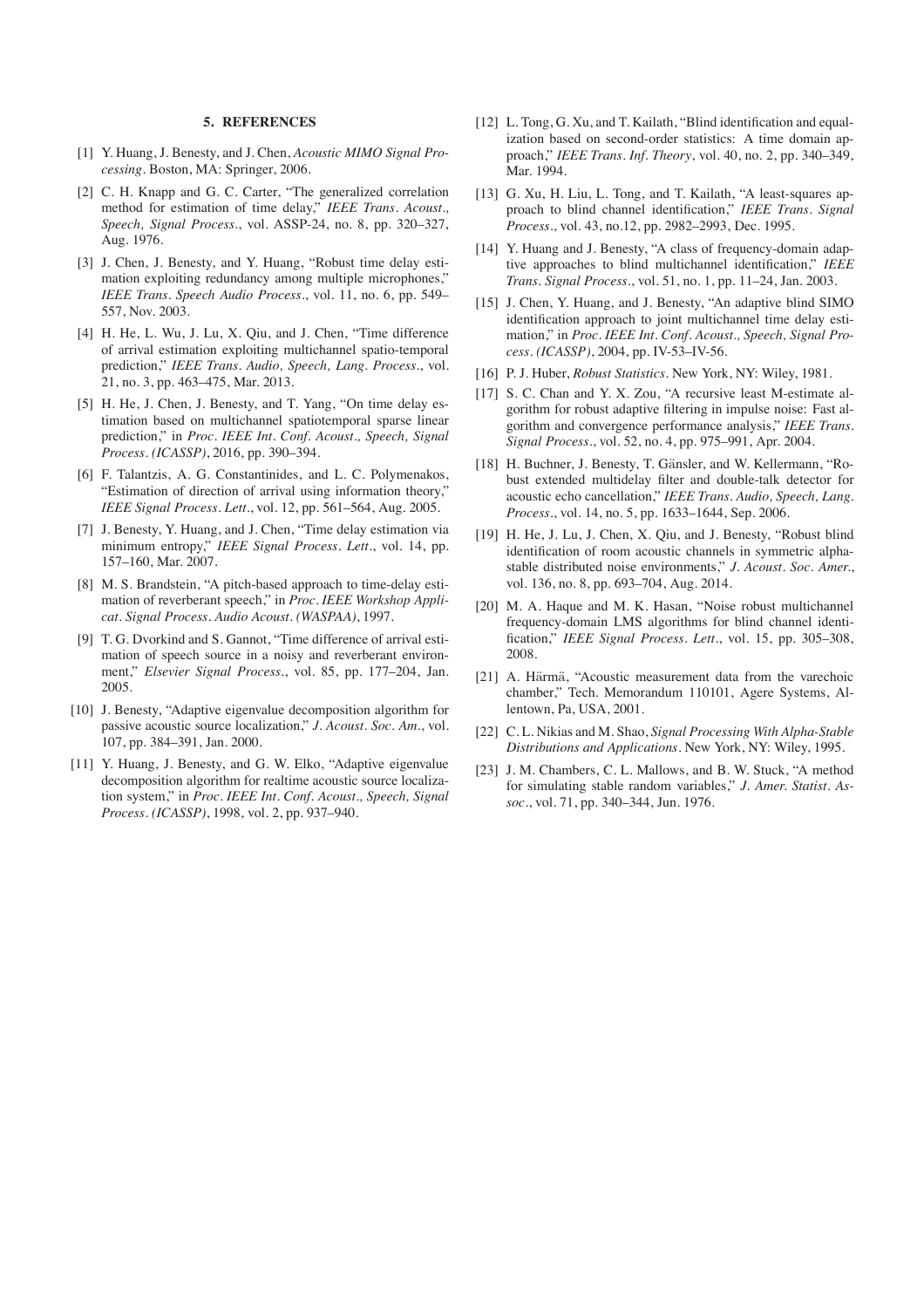## 5. REFERENCES

[1] Y. Huang, J. Benesty, and J. Chen, *Acoustic MIMO Signal Processing*. Boston, MA: Springer, 2006.

[2] C. H. Knapp and G. C. Carter, "The generalized correlation method for estimation of time delay," *IEEE Trans. Acoust., Speech, Signal Process.*, vol. ASSP-24, no. 8, pp. 320–327, Aug. 1976.

[3] J. Chen, J. Benesty, and Y. Huang, "Robust time delay estimation exploiting redundancy among multiple microphones," *IEEE Trans. Speech Audio Process.*, vol. 11, no. 6, pp. 549–557, Nov. 2003.

[4] H. He, L. Wu, J. Lu, X. Qiu, and J. Chen, "Time difference of arrival estimation exploiting multichannel spatio-temporal prediction," *IEEE Trans. Audio, Speech, Lang. Process.*, vol. 21, no. 3, pp. 463–475, Mar. 2013.

[5] H. He, J. Chen, J. Benesty, and T. Yang, "On time delay estimation based on multichannel spatiotemporal sparse linear prediction," in *Proc. IEEE Int. Conf. Acoust., Speech, Signal Process. (ICASSP)*, 2016, pp. 390–394.

[6] F. Talantzis, A. G. Constantinides, and L. C. Polymenakos, "Estimation of direction of arrival using information theory," *IEEE Signal Process. Lett.*, vol. 12, pp. 561–564, Aug. 2005.

[7] J. Benesty, Y. Huang, and J. Chen, "Time delay estimation via minimum entropy," *IEEE Signal Process. Lett.*, vol. 14, pp. 157–160, Mar. 2007.

[8] M. S. Brandstein, "A pitch-based approach to time-delay estimation of reverberant speech," in *Proc. IEEE Workshop Applicat. Signal Process. Audio Acoust. (WASPAA)*, 1997.

[9] T. G. Dvorkind and S. Gannot, "Time difference of arrival estimation of speech source in a noisy and reverberant environment," *Elsevier Signal Process.*, vol. 85, pp. 177–204, Jan. 2005.

[10] J. Benesty, "Adaptive eigenvalue decomposition algorithm for passive acoustic source localization," *J. Acoust. Soc. Am.*, vol. 107, pp. 384–391, Jan. 2000.

[11] Y. Huang, J. Benesty, and G. W. Elko, "Adaptive eigenvalue decomposition algorithm for realtime acoustic source localization system," in *Proc. IEEE Int. Conf. Acoust., Speech, Signal Process. (ICASSP)*, 1998, vol. 2, pp. 937–940.

[12] L. Tong, G. Xu, and T. Kailath, "Blind identification and equalization based on second-order statistics: A time domain approach," *IEEE Trans. Inf. Theory*, vol. 40, no. 2, pp. 340–349, Mar. 1994.

[13] G. Xu, H. Liu, L. Tong, and T. Kailath, "A least-squares approach to blind channel identification," *IEEE Trans. Signal Process.*, vol. 43, no.12, pp. 2982–2993, Dec. 1995.

[14] Y. Huang and J. Benesty, "A class of frequency-domain adaptive approaches to blind multichannel identification," *IEEE Trans. Signal Process.*, vol. 51, no. 1, pp. 11–24, Jan. 2003.

[15] J. Chen, Y. Huang, and J. Benesty, "An adaptive blind SIMO identification approach to joint multichannel time delay estimation," in *Proc. IEEE Int. Conf. Acoust., Speech, Signal Process. (ICASSP)*, 2004, pp. IV-53–IV-56.

[16] P. J. Huber, *Robust Statistics*. New York, NY: Wiley, 1981.

[17] S. C. Chan and Y. X. Zou, "A recursive least M-estimate algorithm for robust adaptive filtering in impulse noise: Fast algorithm and convergence performance analysis," *IEEE Trans. Signal Process.*, vol. 52, no. 4, pp. 975–991, Apr. 2004.

[18] H. Buchner, J. Benesty, T. Gänsler, and W. Kellermann, "Robust extended multidelay filter and double-talk detector for acoustic echo cancellation," *IEEE Trans. Audio, Speech, Lang. Process.*, vol. 14, no. 5, pp. 1633–1644, Sep. 2006.

[19] H. He, J. Lu, J. Chen, X. Qiu, and J. Benesty, "Robust blind identification of room acoustic channels in symmetric alpha-stable distributed noise environments," *J. Acoust. Soc. Amer.*, vol. 136, no. 8, pp. 693–704, Aug. 2014.

[20] M. A. Haque and M. K. Hasan, "Noise robust multichannel frequency-domain LMS algorithms for blind channel identification," *IEEE Signal Process. Lett.*, vol. 15, pp. 305–308, 2008.

[21] A. Härmä, "Acoustic measurement data from the varechoic chamber," Tech. Memorandum 110101, Agere Systems, Allentown, Pa, USA, 2001.

[22] C. L. Nikias and M. Shao, *Signal Processing With Alpha-Stable Distributions and Applications*. New York, NY: Wiley, 1995.

[23] J. M. Chambers, C. L. Mallows, and B. W. Stuck, "A method for simulating stable random variables," *J. Amer. Statist. Assoc.*, vol. 71, pp. 340–344, Jun. 1976.